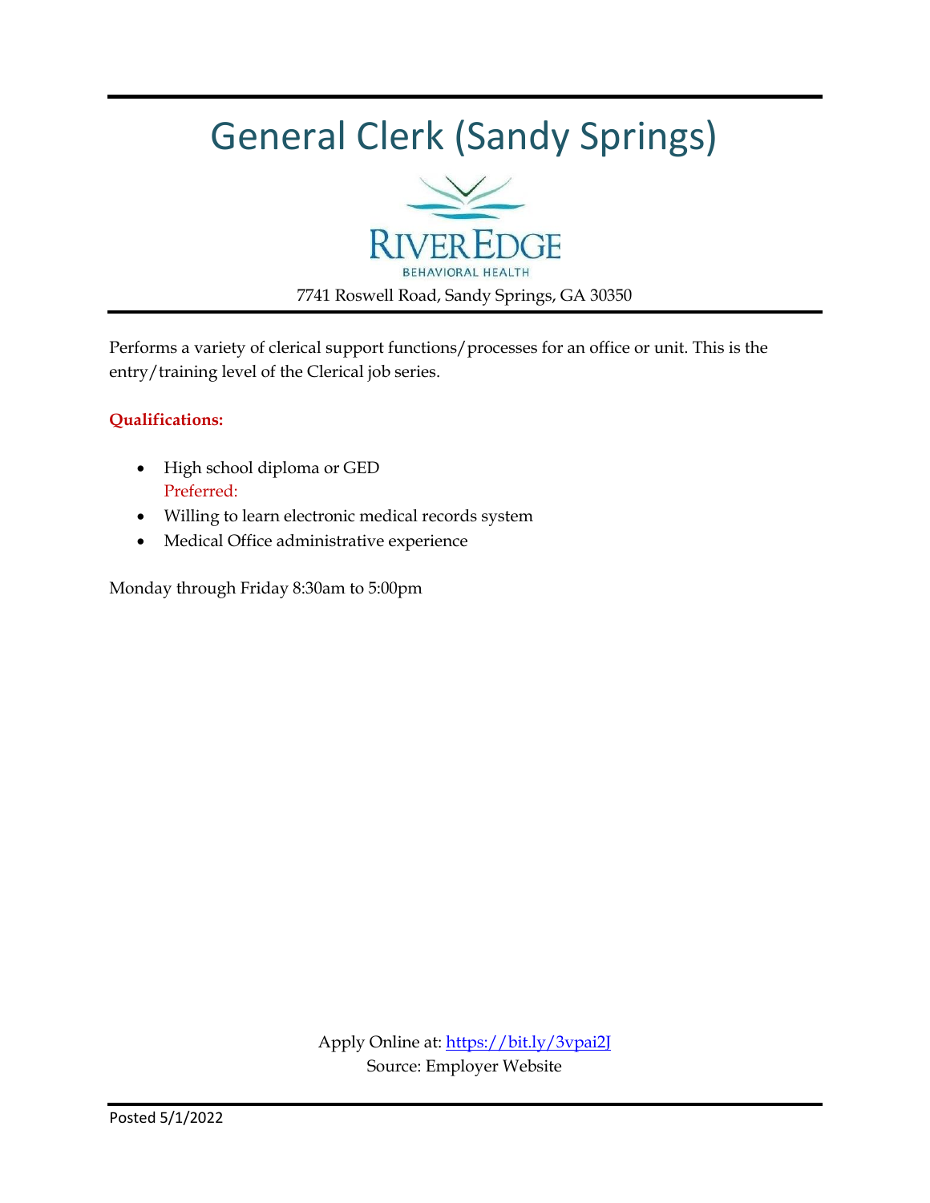# General Clerk (Sandy Springs)

RiverEdge Behavioral Health

7741 Roswell Road, Sandy Springs, GA 30350

Performs a variety of clerical support functions/processes for an office or unit. This is the entry/training level of the Clerical job series.

**Qualifications:**

- High school diploma or GED
  Preferred:
- Willing to learn electronic medical records system
- Medical Office administrative experience

Monday through Friday 8:30am to 5:00pm

Apply Online at: https://bit.ly/3vpai2J
Source: Employer Website

Posted 5/1/2022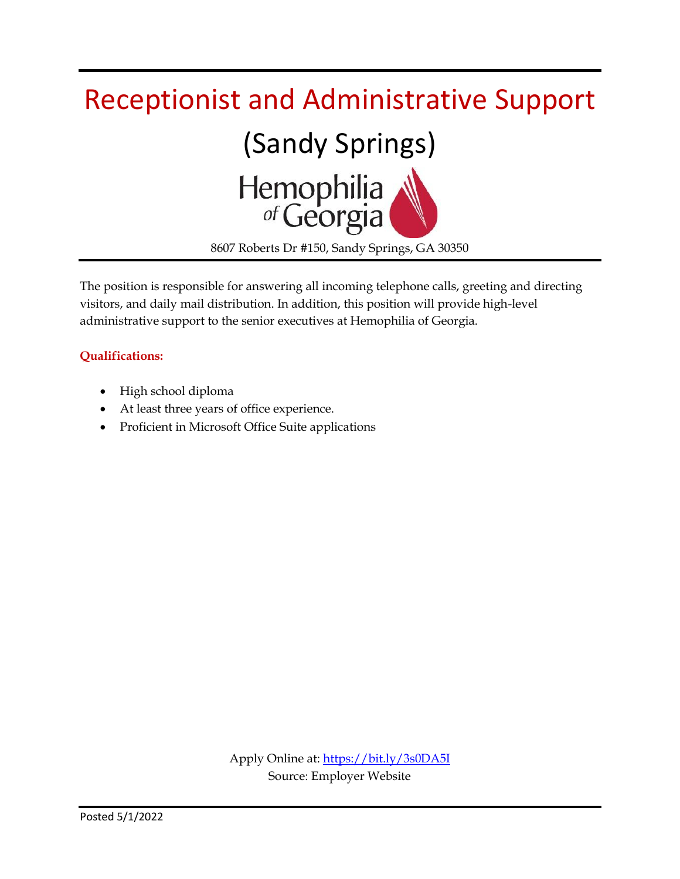# Receptionist and Administrative Support

## (Sandy Springs)

Hemophilia of Georgia

8607 Roberts Dr #150, Sandy Springs, GA 30350

The position is responsible for answering all incoming telephone calls, greeting and directing visitors, and daily mail distribution. In addition, this position will provide high-level administrative support to the senior executives at Hemophilia of Georgia.

**Qualifications:**

- High school diploma
- At least three years of office experience.
- Proficient in Microsoft Office Suite applications

Apply Online at: https://bit.ly/3s0DA5I
Source: Employer Website

Posted 5/1/2022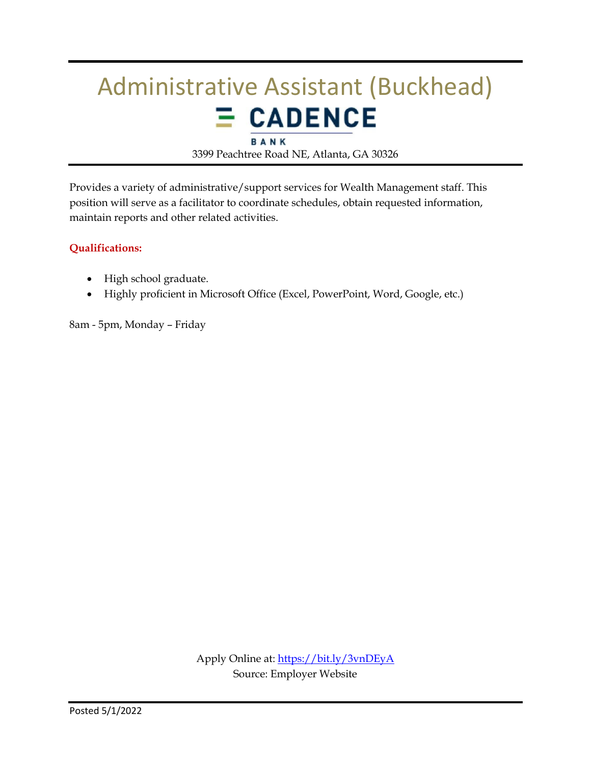# Administrative Assistant (Buckhead)

CADENCE BANK

3399 Peachtree Road NE, Atlanta, GA 30326

Provides a variety of administrative/support services for Wealth Management staff. This position will serve as a facilitator to coordinate schedules, obtain requested information, maintain reports and other related activities.

**Qualifications:**

- High school graduate.
- Highly proficient in Microsoft Office (Excel, PowerPoint, Word, Google, etc.)

8am - 5pm, Monday – Friday

Apply Online at: https://bit.ly/3vnDEyA
Source: Employer Website

Posted 5/1/2022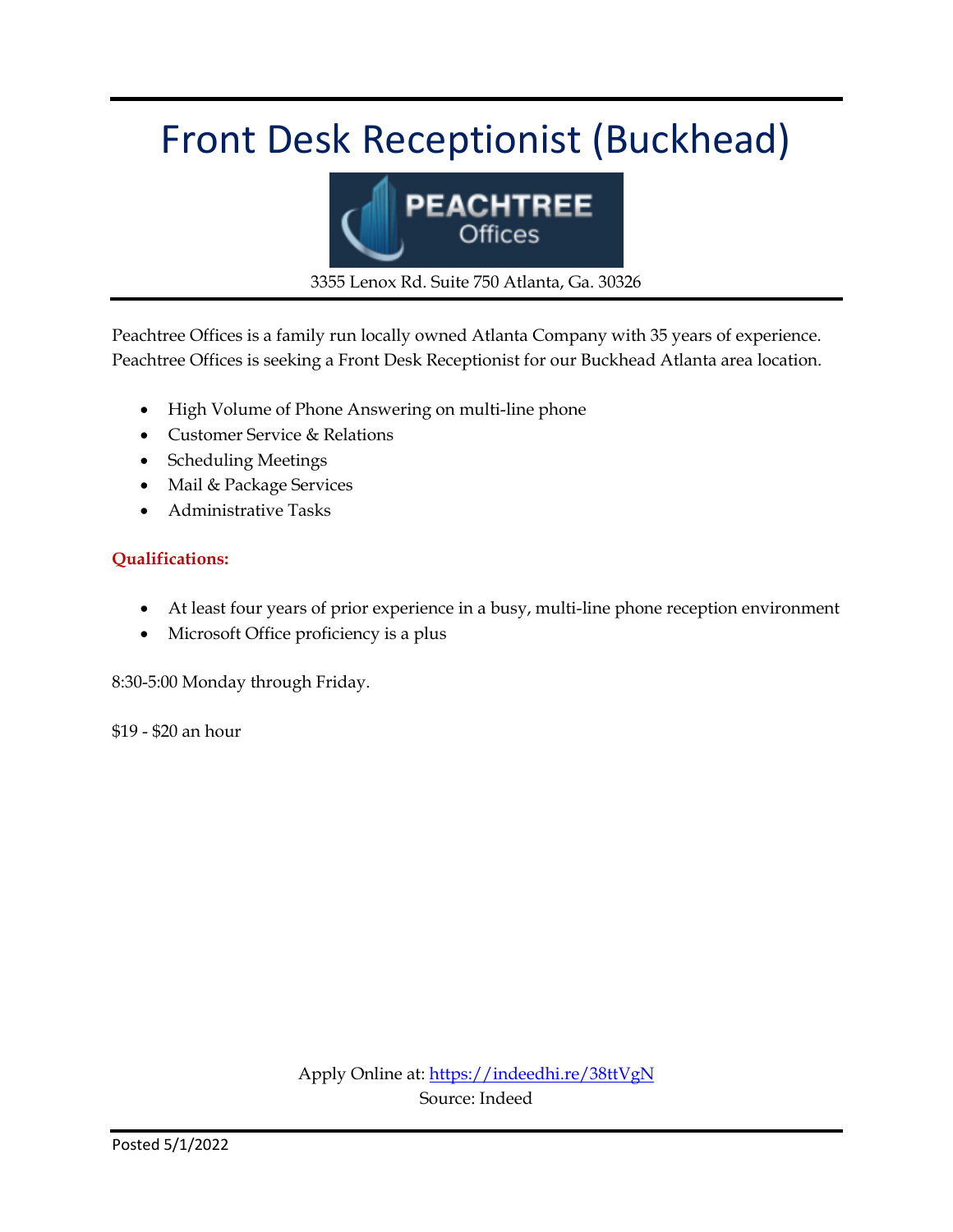# Front Desk Receptionist (Buckhead)

PEACHTREE Offices

3355 Lenox Rd. Suite 750 Atlanta, Ga. 30326

Peachtree Offices is a family run locally owned Atlanta Company with 35 years of experience. Peachtree Offices is seeking a Front Desk Receptionist for our Buckhead Atlanta area location.

- High Volume of Phone Answering on multi-line phone
- Customer Service & Relations
- Scheduling Meetings
- Mail & Package Services
- Administrative Tasks

**Qualifications:**

- At least four years of prior experience in a busy, multi-line phone reception environment
- Microsoft Office proficiency is a plus

8:30-5:00 Monday through Friday.

$19 - $20 an hour

Apply Online at: https://indeedhi.re/38ttVgN

Source: Indeed

Posted 5/1/2022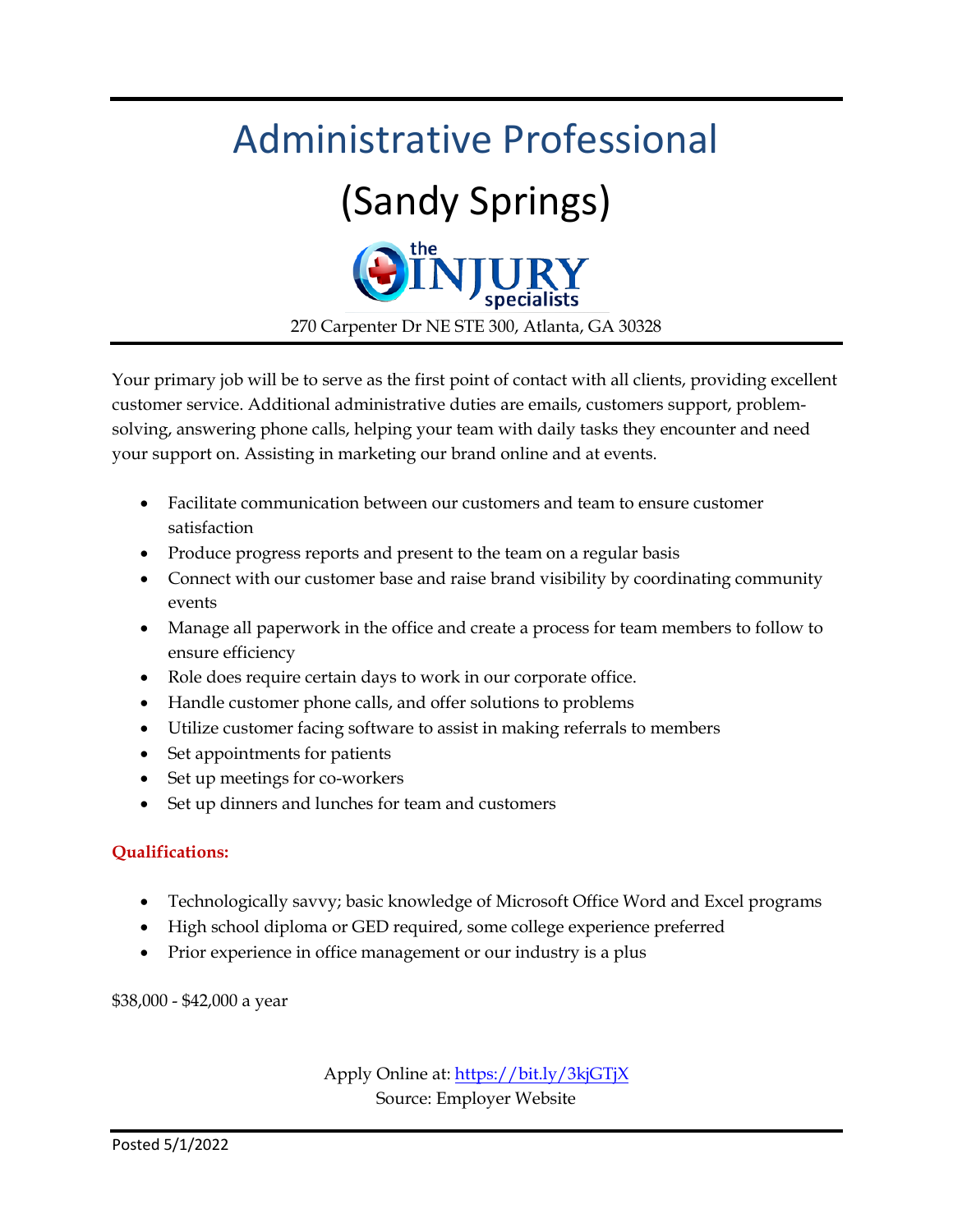# Administrative Professional

## (Sandy Springs)

the INJURY specialists

270 Carpenter Dr NE STE 300, Atlanta, GA 30328

Your primary job will be to serve as the first point of contact with all clients, providing excellent customer service. Additional administrative duties are emails, customers support, problem-solving, answering phone calls, helping your team with daily tasks they encounter and need your support on. Assisting in marketing our brand online and at events.

- Facilitate communication between our customers and team to ensure customer satisfaction
- Produce progress reports and present to the team on a regular basis
- Connect with our customer base and raise brand visibility by coordinating community events
- Manage all paperwork in the office and create a process for team members to follow to ensure efficiency
- Role does require certain days to work in our corporate office.
- Handle customer phone calls, and offer solutions to problems
- Utilize customer facing software to assist in making referrals to members
- Set appointments for patients
- Set up meetings for co-workers
- Set up dinners and lunches for team and customers

**Qualifications:**

- Technologically savvy; basic knowledge of Microsoft Office Word and Excel programs
- High school diploma or GED required, some college experience preferred
- Prior experience in office management or our industry is a plus

$38,000 - $42,000 a year

Apply Online at: https://bit.ly/3kjGTjX
Source: Employer Website

Posted 5/1/2022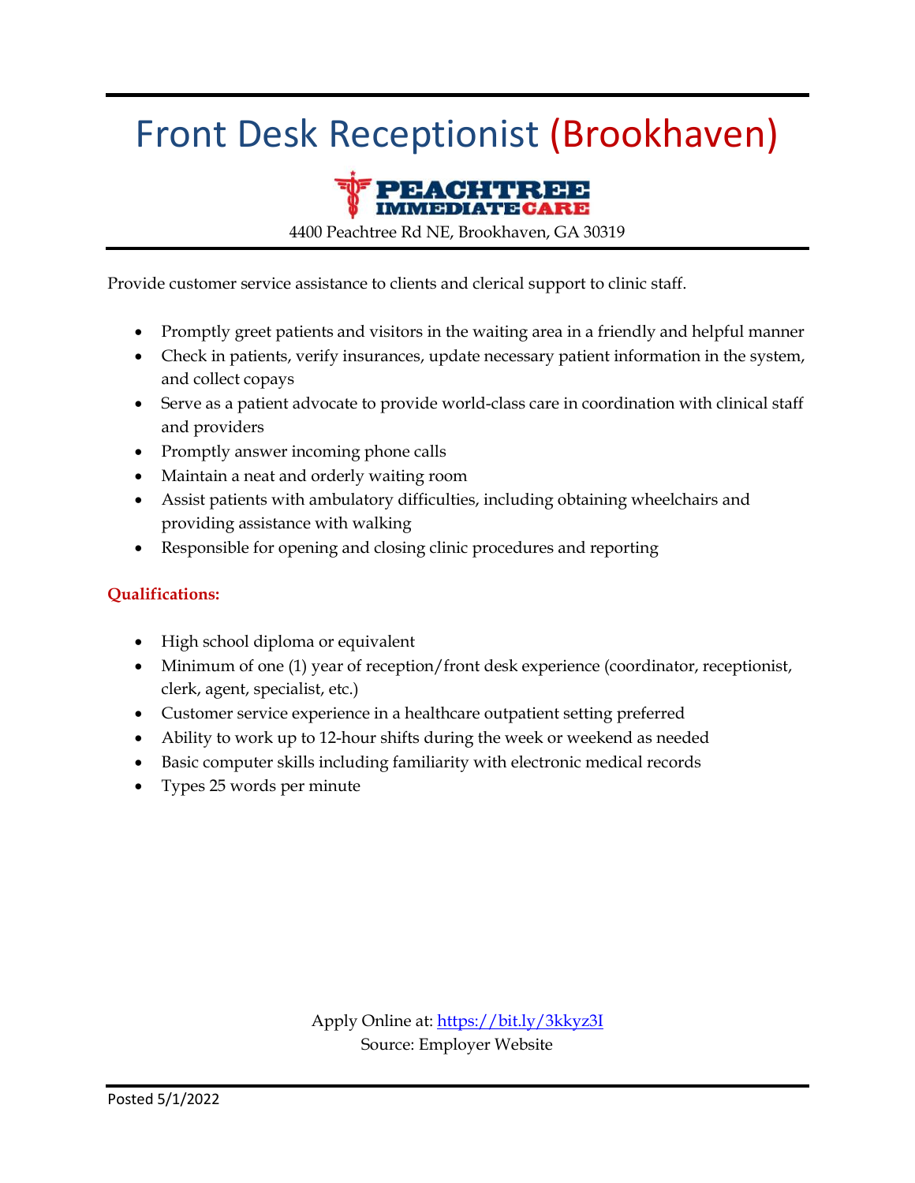# Front Desk Receptionist (Brookhaven)

**PEACHTREE IMMEDIATE CARE**

4400 Peachtree Rd NE, Brookhaven, GA 30319

Provide customer service assistance to clients and clerical support to clinic staff.

- Promptly greet patients and visitors in the waiting area in a friendly and helpful manner
- Check in patients, verify insurances, update necessary patient information in the system, and collect copays
- Serve as a patient advocate to provide world-class care in coordination with clinical staff and providers
- Promptly answer incoming phone calls
- Maintain a neat and orderly waiting room
- Assist patients with ambulatory difficulties, including obtaining wheelchairs and providing assistance with walking
- Responsible for opening and closing clinic procedures and reporting

**Qualifications:**

- High school diploma or equivalent
- Minimum of one (1) year of reception/front desk experience (coordinator, receptionist, clerk, agent, specialist, etc.)
- Customer service experience in a healthcare outpatient setting preferred
- Ability to work up to 12-hour shifts during the week or weekend as needed
- Basic computer skills including familiarity with electronic medical records
- Types 25 words per minute

Apply Online at: https://bit.ly/3kkyz3I

Source: Employer Website

Posted 5/1/2022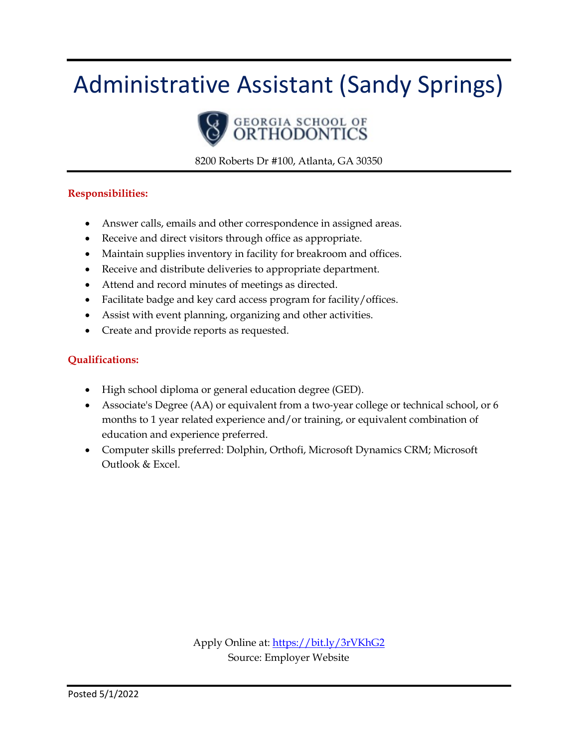# Administrative Assistant (Sandy Springs)

GEORGIA SCHOOL OF ORTHODONTICS

8200 Roberts Dr #100, Atlanta, GA 30350

**Responsibilities:**

- Answer calls, emails and other correspondence in assigned areas.
- Receive and direct visitors through office as appropriate.
- Maintain supplies inventory in facility for breakroom and offices.
- Receive and distribute deliveries to appropriate department.
- Attend and record minutes of meetings as directed.
- Facilitate badge and key card access program for facility/offices.
- Assist with event planning, organizing and other activities.
- Create and provide reports as requested.

**Qualifications:**

- High school diploma or general education degree (GED).
- Associate's Degree (AA) or equivalent from a two-year college or technical school, or 6 months to 1 year related experience and/or training, or equivalent combination of education and experience preferred.
- Computer skills preferred: Dolphin, Orthofi, Microsoft Dynamics CRM; Microsoft Outlook & Excel.

Apply Online at: [https://bit.ly/3rVKhG2](https://bit.ly/3rVKhG2)
Source: Employer Website

Posted 5/1/2022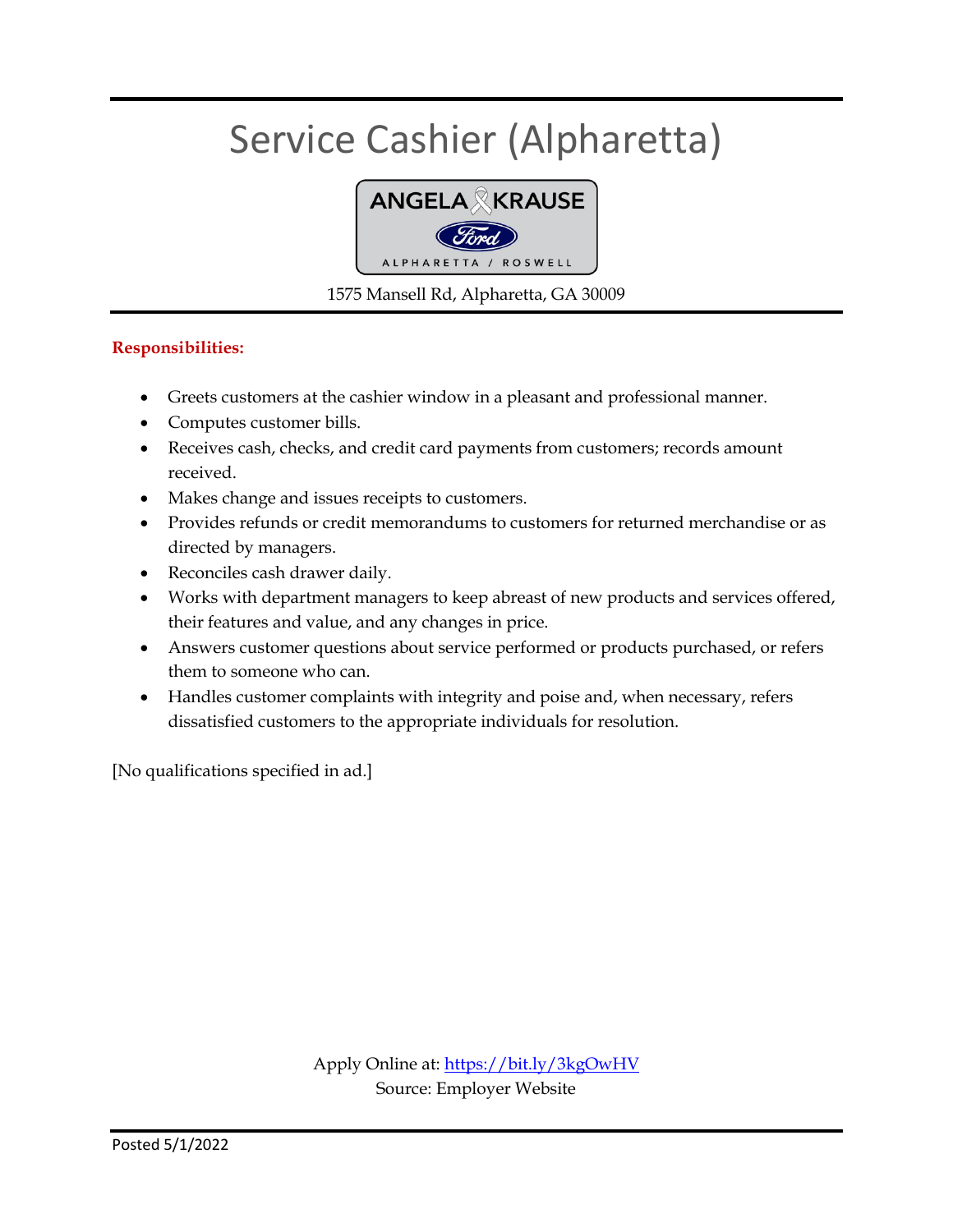# Service Cashier (Alpharetta)

ANGELA KRAUSE

Ford

ALPHARETTA / ROSWELL

1575 Mansell Rd, Alpharetta, GA 30009

**Responsibilities:**

- Greets customers at the cashier window in a pleasant and professional manner.
- Computes customer bills.
- Receives cash, checks, and credit card payments from customers; records amount received.
- Makes change and issues receipts to customers.
- Provides refunds or credit memorandums to customers for returned merchandise or as directed by managers.
- Reconciles cash drawer daily.
- Works with department managers to keep abreast of new products and services offered, their features and value, and any changes in price.
- Answers customer questions about service performed or products purchased, or refers them to someone who can.
- Handles customer complaints with integrity and poise and, when necessary, refers dissatisfied customers to the appropriate individuals for resolution.

[No qualifications specified in ad.]

Apply Online at: https://bit.ly/3kgOwHV
Source: Employer Website

Posted 5/1/2022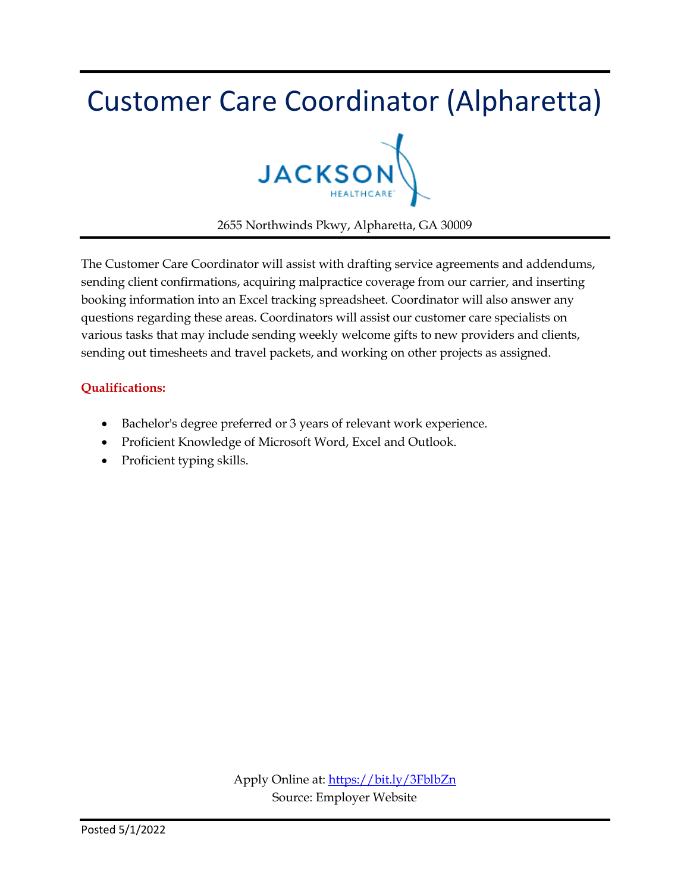# Customer Care Coordinator (Alpharetta)

JACKSON HEALTHCARE

2655 Northwinds Pkwy, Alpharetta, GA 30009

The Customer Care Coordinator will assist with drafting service agreements and addendums, sending client confirmations, acquiring malpractice coverage from our carrier, and inserting booking information into an Excel tracking spreadsheet. Coordinator will also answer any questions regarding these areas. Coordinators will assist our customer care specialists on various tasks that may include sending weekly welcome gifts to new providers and clients, sending out timesheets and travel packets, and working on other projects as assigned.

**Qualifications:**

- Bachelor's degree preferred or 3 years of relevant work experience.
- Proficient Knowledge of Microsoft Word, Excel and Outlook.
- Proficient typing skills.

Apply Online at: https://bit.ly/3FblbZn
Source: Employer Website

Posted 5/1/2022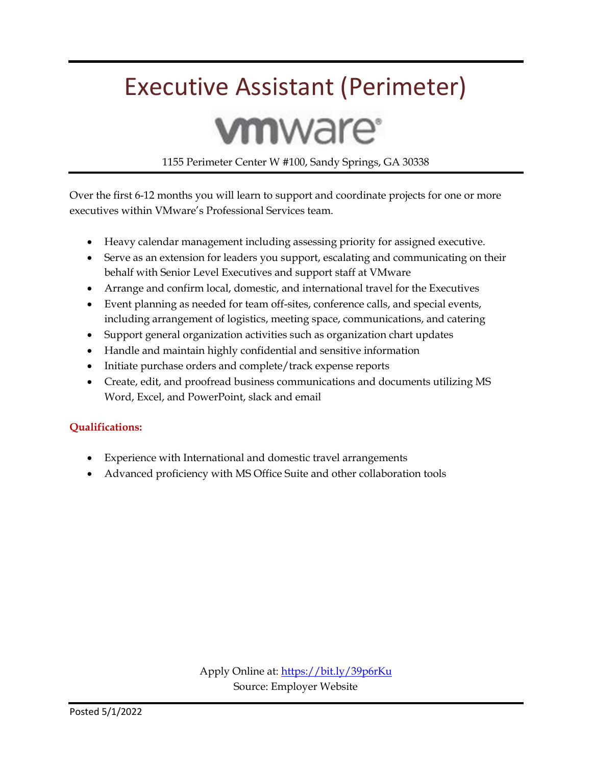# Executive Assistant (Perimeter)

**vmware**

1155 Perimeter Center W #100, Sandy Springs, GA 30338

Over the first 6-12 months you will learn to support and coordinate projects for one or more executives within VMware's Professional Services team.

- Heavy calendar management including assessing priority for assigned executive.
- Serve as an extension for leaders you support, escalating and communicating on their behalf with Senior Level Executives and support staff at VMware
- Arrange and confirm local, domestic, and international travel for the Executives
- Event planning as needed for team off-sites, conference calls, and special events, including arrangement of logistics, meeting space, communications, and catering
- Support general organization activities such as organization chart updates
- Handle and maintain highly confidential and sensitive information
- Initiate purchase orders and complete/track expense reports
- Create, edit, and proofread business communications and documents utilizing MS Word, Excel, and PowerPoint, slack and email

**Qualifications:**

- Experience with International and domestic travel arrangements
- Advanced proficiency with MS Office Suite and other collaboration tools

Apply Online at: https://bit.ly/39p6rKu
Source: Employer Website

Posted 5/1/2022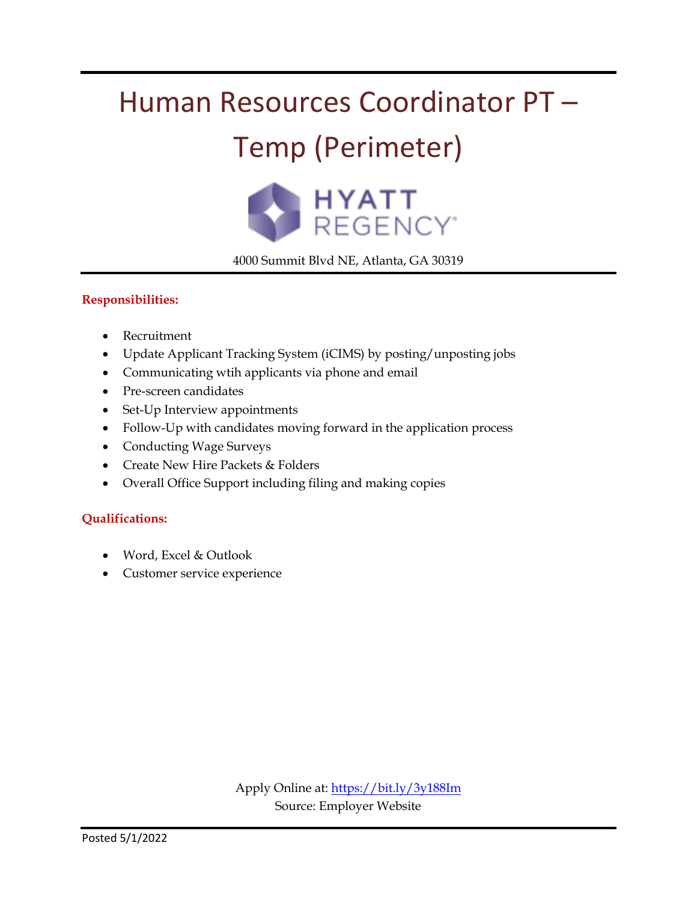# Human Resources Coordinator PT – Temp (Perimeter)

HYATT REGENCY

4000 Summit Blvd NE, Atlanta, GA 30319

**Responsibilities:**

- Recruitment
- Update Applicant Tracking System (iCIMS) by posting/unposting jobs
- Communicating wtih applicants via phone and email
- Pre-screen candidates
- Set-Up Interview appointments
- Follow-Up with candidates moving forward in the application process
- Conducting Wage Surveys
- Create New Hire Packets & Folders
- Overall Office Support including filing and making copies

**Qualifications:**

- Word, Excel & Outlook
- Customer service experience

Apply Online at: https://bit.ly/3y188Im
Source: Employer Website

Posted 5/1/2022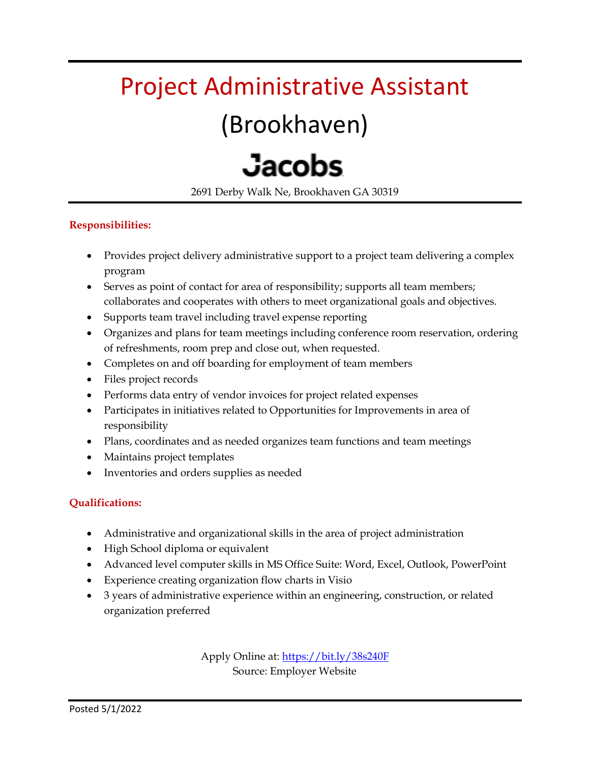# Project Administrative Assistant

## (Brookhaven)

## Jacobs

2691 Derby Walk Ne, Brookhaven GA 30319

**Responsibilities:**

- Provides project delivery administrative support to a project team delivering a complex program
- Serves as point of contact for area of responsibility; supports all team members; collaborates and cooperates with others to meet organizational goals and objectives.
- Supports team travel including travel expense reporting
- Organizes and plans for team meetings including conference room reservation, ordering of refreshments, room prep and close out, when requested.
- Completes on and off boarding for employment of team members
- Files project records
- Performs data entry of vendor invoices for project related expenses
- Participates in initiatives related to Opportunities for Improvements in area of responsibility
- Plans, coordinates and as needed organizes team functions and team meetings
- Maintains project templates
- Inventories and orders supplies as needed

**Qualifications:**

- Administrative and organizational skills in the area of project administration
- High School diploma or equivalent
- Advanced level computer skills in MS Office Suite: Word, Excel, Outlook, PowerPoint
- Experience creating organization flow charts in Visio
- 3 years of administrative experience within an engineering, construction, or related organization preferred

Apply Online at: https://bit.ly/38s240F
Source: Employer Website

Posted 5/1/2022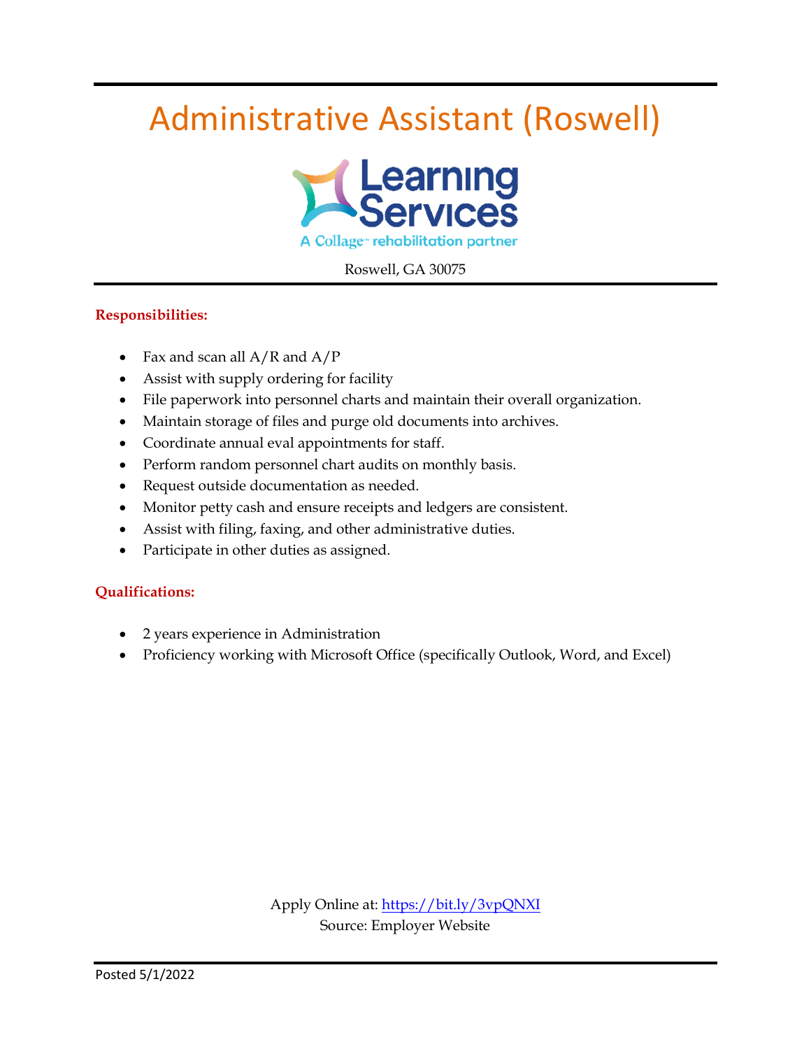# Administrative Assistant (Roswell)

Learning Services

A Collage™ rehabilitation partner

Roswell, GA 30075

**Responsibilities:**

- Fax and scan all A/R and A/P
- Assist with supply ordering for facility
- File paperwork into personnel charts and maintain their overall organization.
- Maintain storage of files and purge old documents into archives.
- Coordinate annual eval appointments for staff.
- Perform random personnel chart audits on monthly basis.
- Request outside documentation as needed.
- Monitor petty cash and ensure receipts and ledgers are consistent.
- Assist with filing, faxing, and other administrative duties.
- Participate in other duties as assigned.

**Qualifications:**

- 2 years experience in Administration
- Proficiency working with Microsoft Office (specifically Outlook, Word, and Excel)

Apply Online at: https://bit.ly/3vpQNXI
Source: Employer Website

Posted 5/1/2022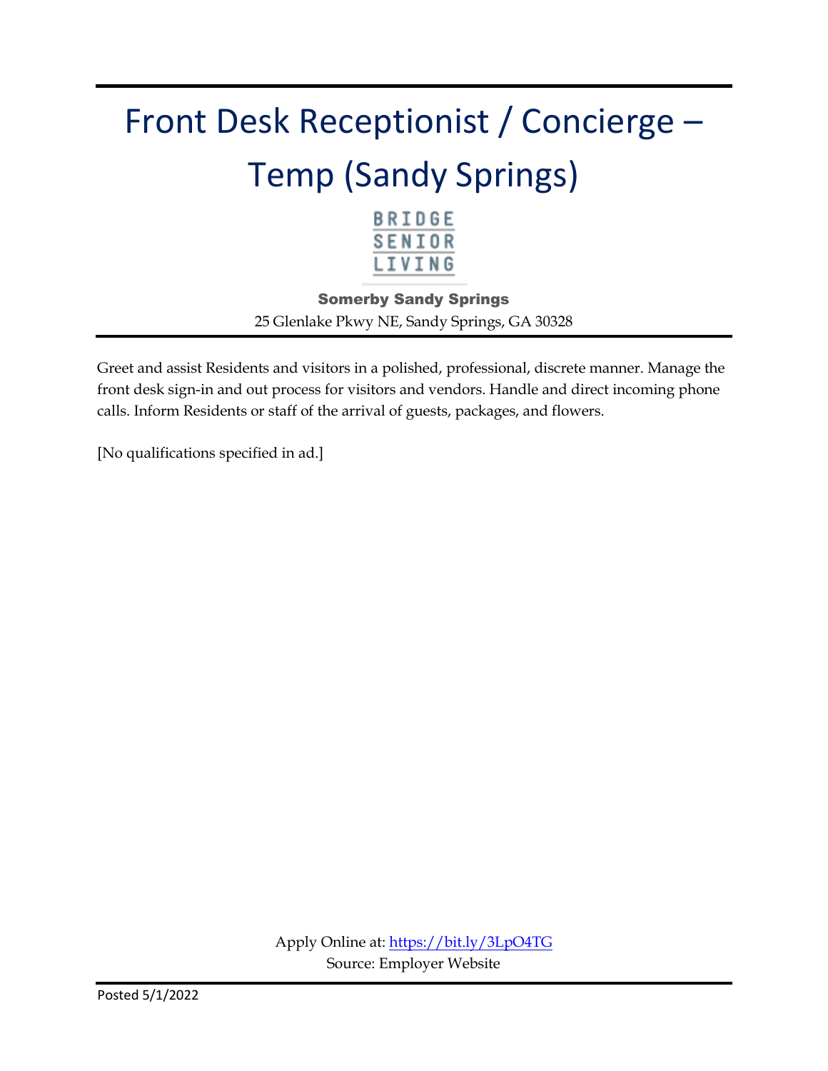# Front Desk Receptionist / Concierge – Temp (Sandy Springs)

BRIDGE SENIOR LIVING

**Somerby Sandy Springs**

25 Glenlake Pkwy NE, Sandy Springs, GA 30328

Greet and assist Residents and visitors in a polished, professional, discrete manner. Manage the front desk sign-in and out process for visitors and vendors. Handle and direct incoming phone calls. Inform Residents or staff of the arrival of guests, packages, and flowers.

[No qualifications specified in ad.]

Apply Online at: https://bit.ly/3LpO4TG

Source: Employer Website

Posted 5/1/2022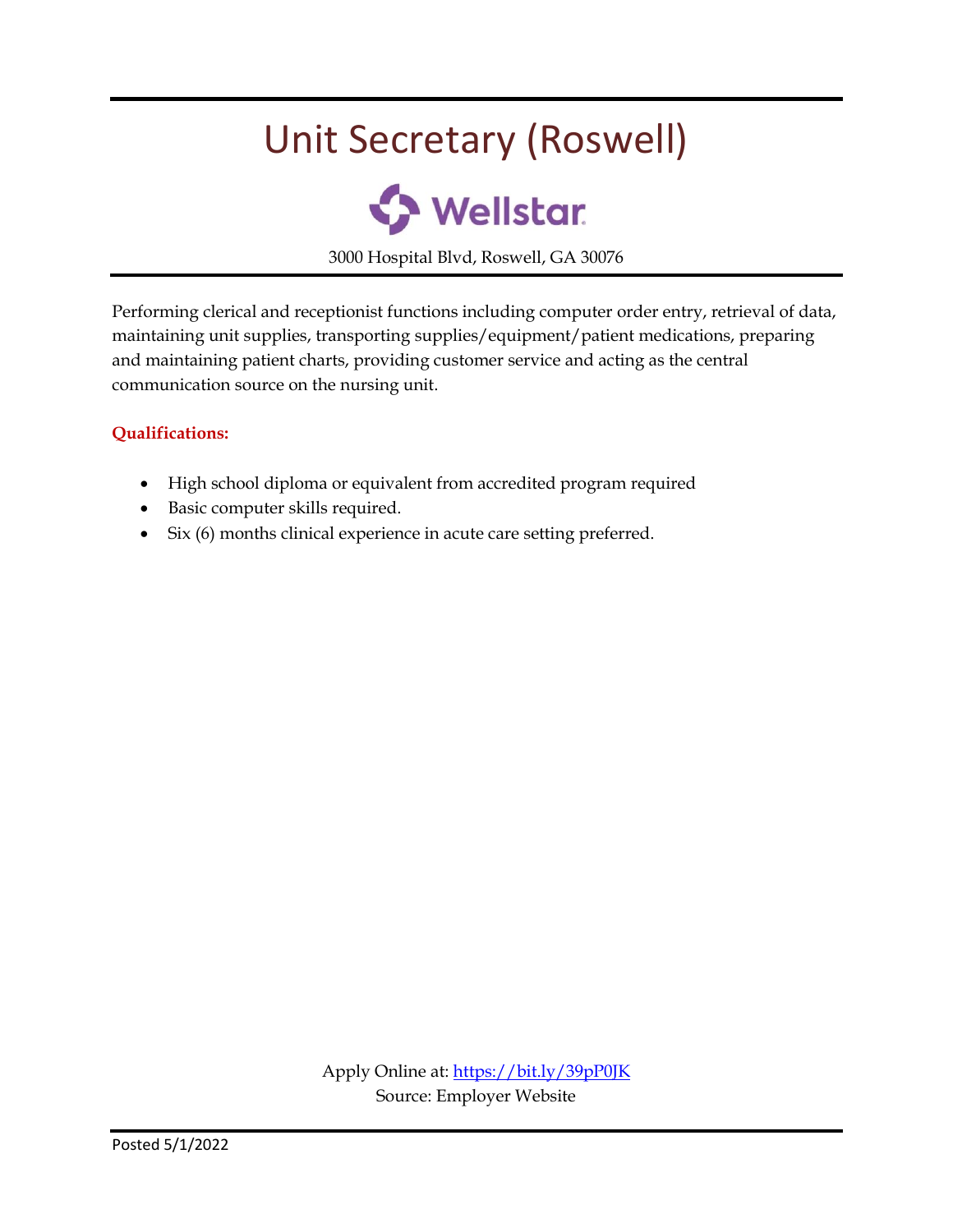# Unit Secretary (Roswell)

Wellstar

3000 Hospital Blvd, Roswell, GA 30076

Performing clerical and receptionist functions including computer order entry, retrieval of data, maintaining unit supplies, transporting supplies/equipment/patient medications, preparing and maintaining patient charts, providing customer service and acting as the central communication source on the nursing unit.

**Qualifications:**

- High school diploma or equivalent from accredited program required
- Basic computer skills required.
- Six (6) months clinical experience in acute care setting preferred.

Apply Online at: https://bit.ly/39pP0JK
Source: Employer Website

Posted 5/1/2022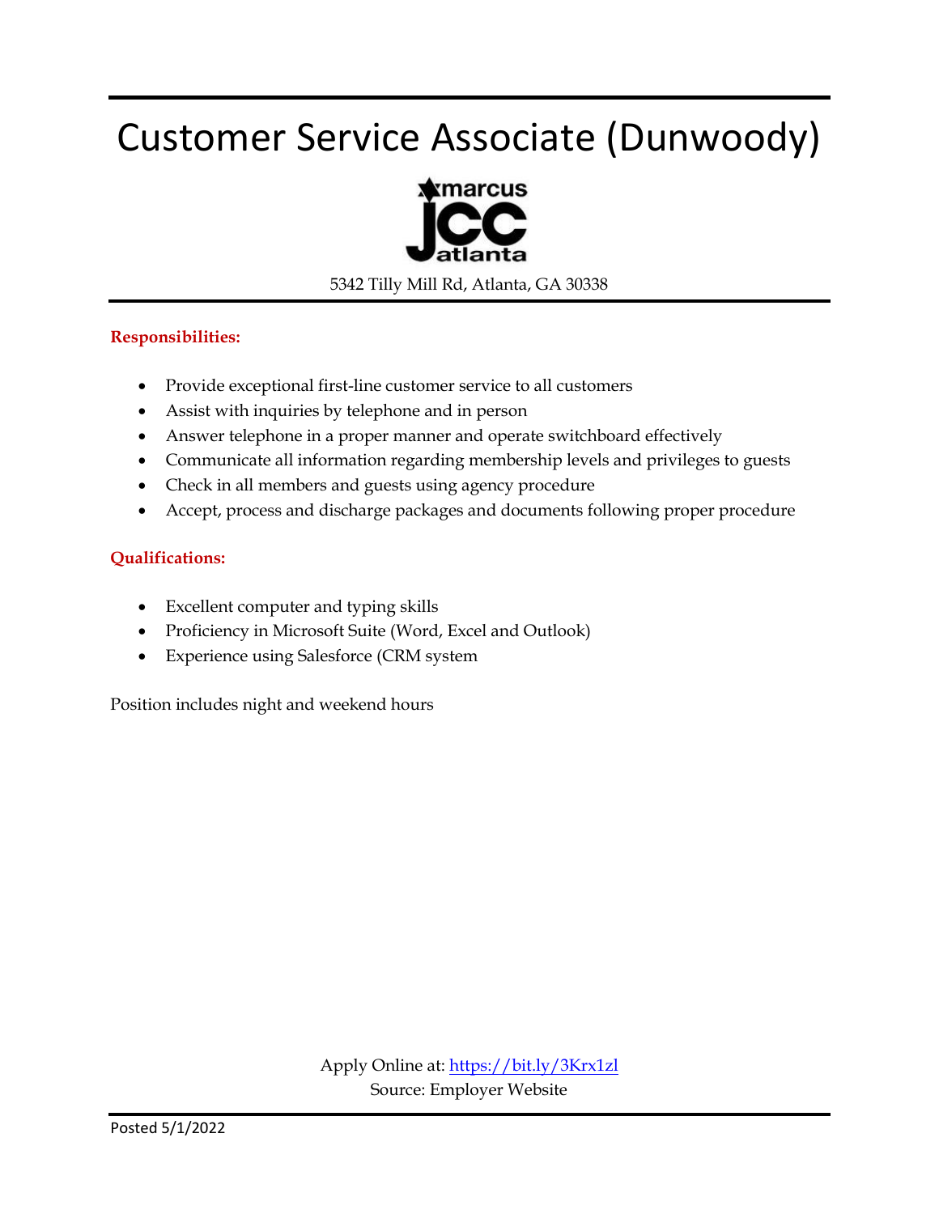# Customer Service Associate (Dunwoody)

marcus jcc atlanta

5342 Tilly Mill Rd, Atlanta, GA 30338

**Responsibilities:**

- Provide exceptional first-line customer service to all customers
- Assist with inquiries by telephone and in person
- Answer telephone in a proper manner and operate switchboard effectively
- Communicate all information regarding membership levels and privileges to guests
- Check in all members and guests using agency procedure
- Accept, process and discharge packages and documents following proper procedure

**Qualifications:**

- Excellent computer and typing skills
- Proficiency in Microsoft Suite (Word, Excel and Outlook)
- Experience using Salesforce (CRM system

Position includes night and weekend hours

Apply Online at: https://bit.ly/3Krx1zl
Source: Employer Website

Posted 5/1/2022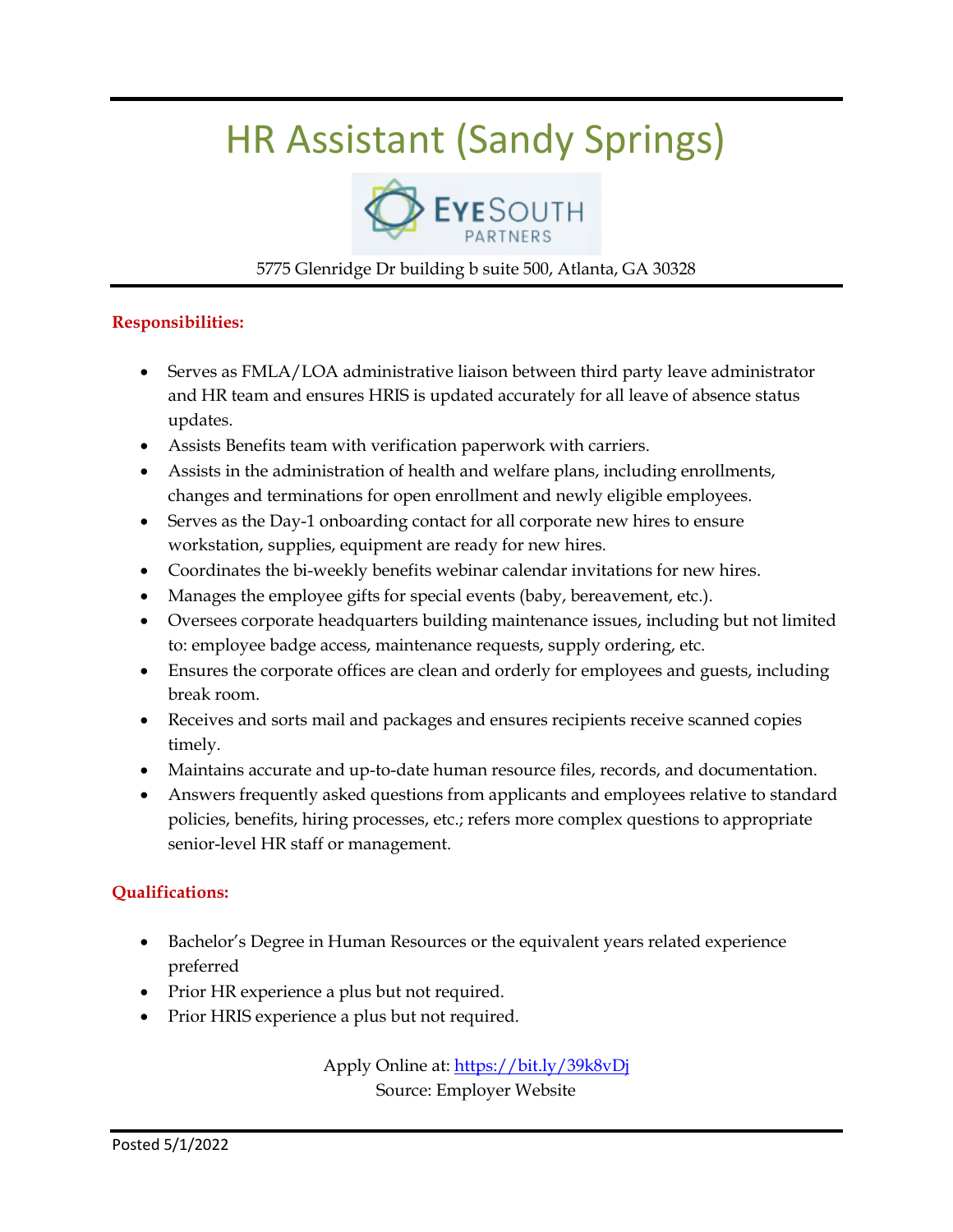# HR Assistant (Sandy Springs)

EyeSouth Partners

5775 Glenridge Dr building b suite 500, Atlanta, GA 30328

**Responsibilities:**

- Serves as FMLA/LOA administrative liaison between third party leave administrator and HR team and ensures HRIS is updated accurately for all leave of absence status updates.
- Assists Benefits team with verification paperwork with carriers.
- Assists in the administration of health and welfare plans, including enrollments, changes and terminations for open enrollment and newly eligible employees.
- Serves as the Day-1 onboarding contact for all corporate new hires to ensure workstation, supplies, equipment are ready for new hires.
- Coordinates the bi-weekly benefits webinar calendar invitations for new hires.
- Manages the employee gifts for special events (baby, bereavement, etc.).
- Oversees corporate headquarters building maintenance issues, including but not limited to: employee badge access, maintenance requests, supply ordering, etc.
- Ensures the corporate offices are clean and orderly for employees and guests, including break room.
- Receives and sorts mail and packages and ensures recipients receive scanned copies timely.
- Maintains accurate and up-to-date human resource files, records, and documentation.
- Answers frequently asked questions from applicants and employees relative to standard policies, benefits, hiring processes, etc.; refers more complex questions to appropriate senior-level HR staff or management.

**Qualifications:**

- Bachelor's Degree in Human Resources or the equivalent years related experience preferred
- Prior HR experience a plus but not required.
- Prior HRIS experience a plus but not required.

Apply Online at: https://bit.ly/39k8vDj
Source: Employer Website

Posted 5/1/2022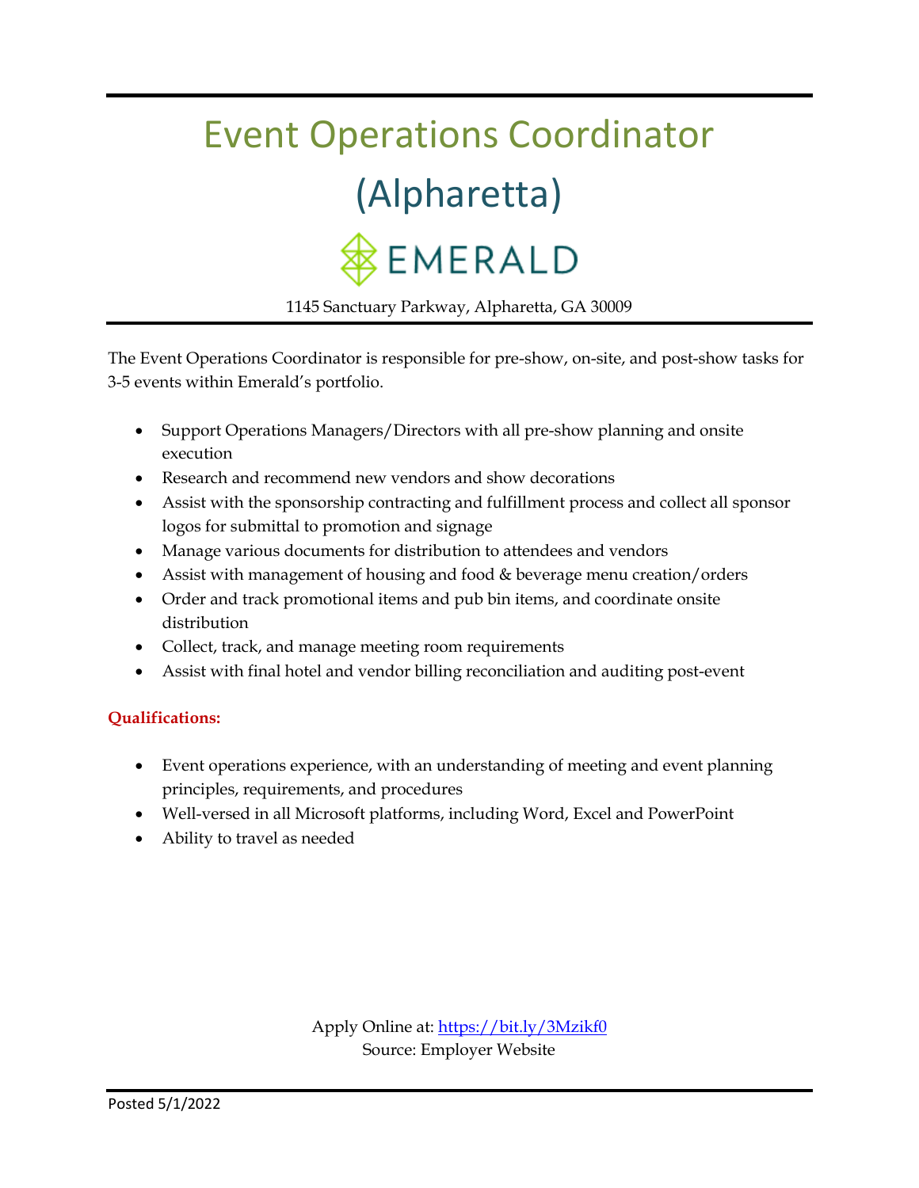# Event Operations Coordinator (Alpharetta)

EMERALD

1145 Sanctuary Parkway, Alpharetta, GA 30009

The Event Operations Coordinator is responsible for pre-show, on-site, and post-show tasks for 3-5 events within Emerald's portfolio.

- Support Operations Managers/Directors with all pre-show planning and onsite execution
- Research and recommend new vendors and show decorations
- Assist with the sponsorship contracting and fulfillment process and collect all sponsor logos for submittal to promotion and signage
- Manage various documents for distribution to attendees and vendors
- Assist with management of housing and food & beverage menu creation/orders
- Order and track promotional items and pub bin items, and coordinate onsite distribution
- Collect, track, and manage meeting room requirements
- Assist with final hotel and vendor billing reconciliation and auditing post-event

**Qualifications:**

- Event operations experience, with an understanding of meeting and event planning principles, requirements, and procedures
- Well-versed in all Microsoft platforms, including Word, Excel and PowerPoint
- Ability to travel as needed

Apply Online at: https://bit.ly/3Mzikf0
Source: Employer Website

Posted 5/1/2022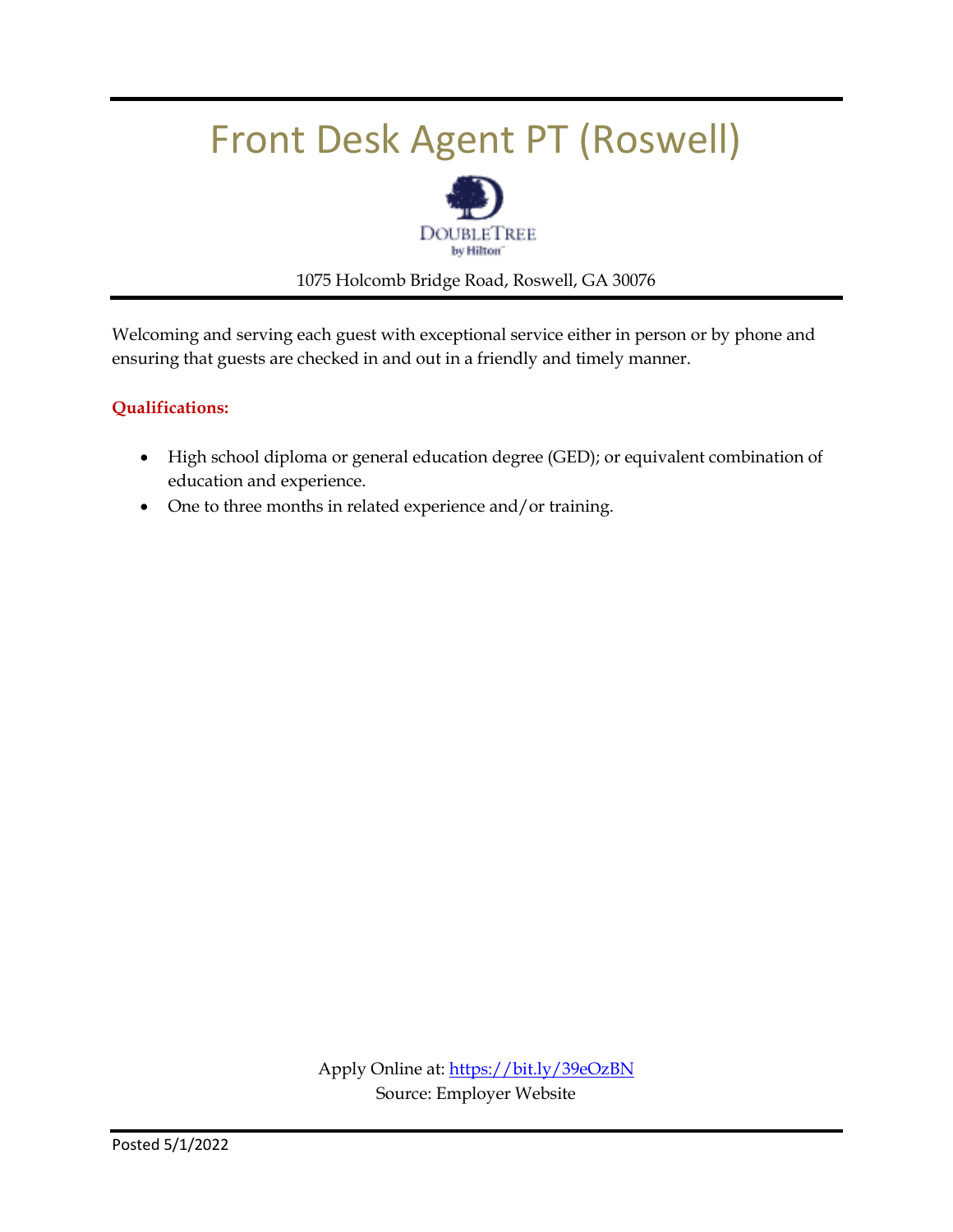# Front Desk Agent PT (Roswell)

DOUBLETREE by Hilton

1075 Holcomb Bridge Road, Roswell, GA 30076

Welcoming and serving each guest with exceptional service either in person or by phone and ensuring that guests are checked in and out in a friendly and timely manner.

**Qualifications:**

- High school diploma or general education degree (GED); or equivalent combination of education and experience.
- One to three months in related experience and/or training.

Apply Online at: https://bit.ly/39eOzBN
Source: Employer Website

Posted 5/1/2022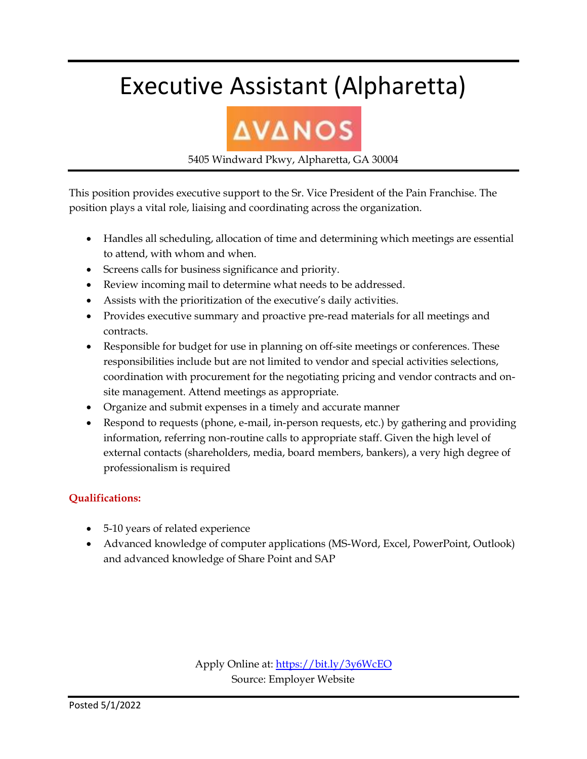# Executive Assistant (Alpharetta)

ΔVΔNOS

5405 Windward Pkwy, Alpharetta, GA 30004

This position provides executive support to the Sr. Vice President of the Pain Franchise. The position plays a vital role, liaising and coordinating across the organization.

- Handles all scheduling, allocation of time and determining which meetings are essential to attend, with whom and when.
- Screens calls for business significance and priority.
- Review incoming mail to determine what needs to be addressed.
- Assists with the prioritization of the executive's daily activities.
- Provides executive summary and proactive pre-read materials for all meetings and contracts.
- Responsible for budget for use in planning on off-site meetings or conferences. These responsibilities include but are not limited to vendor and special activities selections, coordination with procurement for the negotiating pricing and vendor contracts and on-site management. Attend meetings as appropriate.
- Organize and submit expenses in a timely and accurate manner
- Respond to requests (phone, e-mail, in-person requests, etc.) by gathering and providing information, referring non-routine calls to appropriate staff. Given the high level of external contacts (shareholders, media, board members, bankers), a very high degree of professionalism is required

**Qualifications:**

- 5-10 years of related experience
- Advanced knowledge of computer applications (MS-Word, Excel, PowerPoint, Outlook) and advanced knowledge of Share Point and SAP

Apply Online at: https://bit.ly/3y6WcEO
Source: Employer Website

Posted 5/1/2022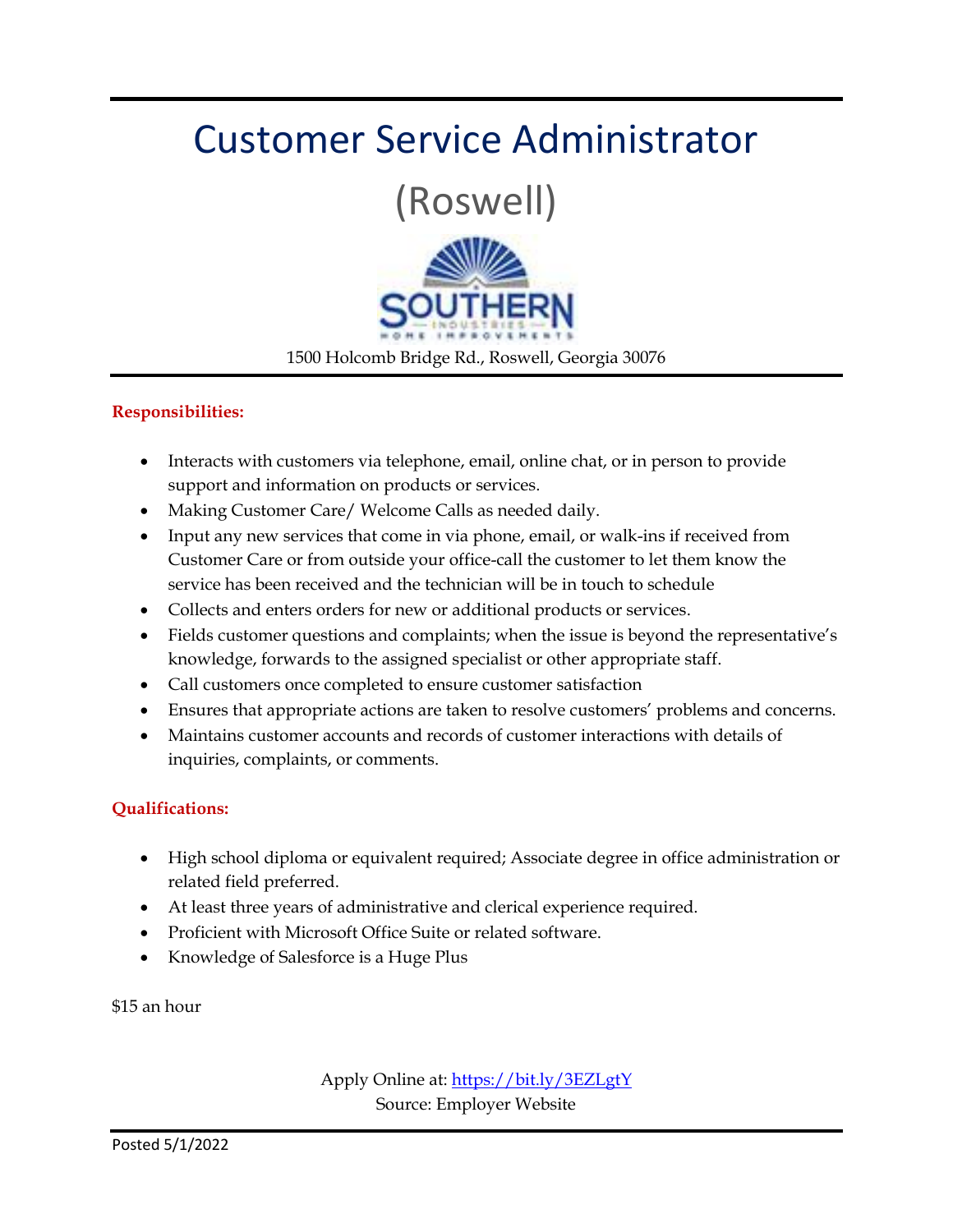# Customer Service Administrator

## (Roswell)

SOUTHERN INDUSTRIES HOME IMPROVEMENTS

1500 Holcomb Bridge Rd., Roswell, Georgia 30076

**Responsibilities:**

- Interacts with customers via telephone, email, online chat, or in person to provide support and information on products or services.
- Making Customer Care/ Welcome Calls as needed daily.
- Input any new services that come in via phone, email, or walk-ins if received from Customer Care or from outside your office-call the customer to let them know the service has been received and the technician will be in touch to schedule
- Collects and enters orders for new or additional products or services.
- Fields customer questions and complaints; when the issue is beyond the representative's knowledge, forwards to the assigned specialist or other appropriate staff.
- Call customers once completed to ensure customer satisfaction
- Ensures that appropriate actions are taken to resolve customers' problems and concerns.
- Maintains customer accounts and records of customer interactions with details of inquiries, complaints, or comments.

**Qualifications:**

- High school diploma or equivalent required; Associate degree in office administration or related field preferred.
- At least three years of administrative and clerical experience required.
- Proficient with Microsoft Office Suite or related software.
- Knowledge of Salesforce is a Huge Plus

$15 an hour

Apply Online at: https://bit.ly/3EZLgtY
Source: Employer Website

Posted 5/1/2022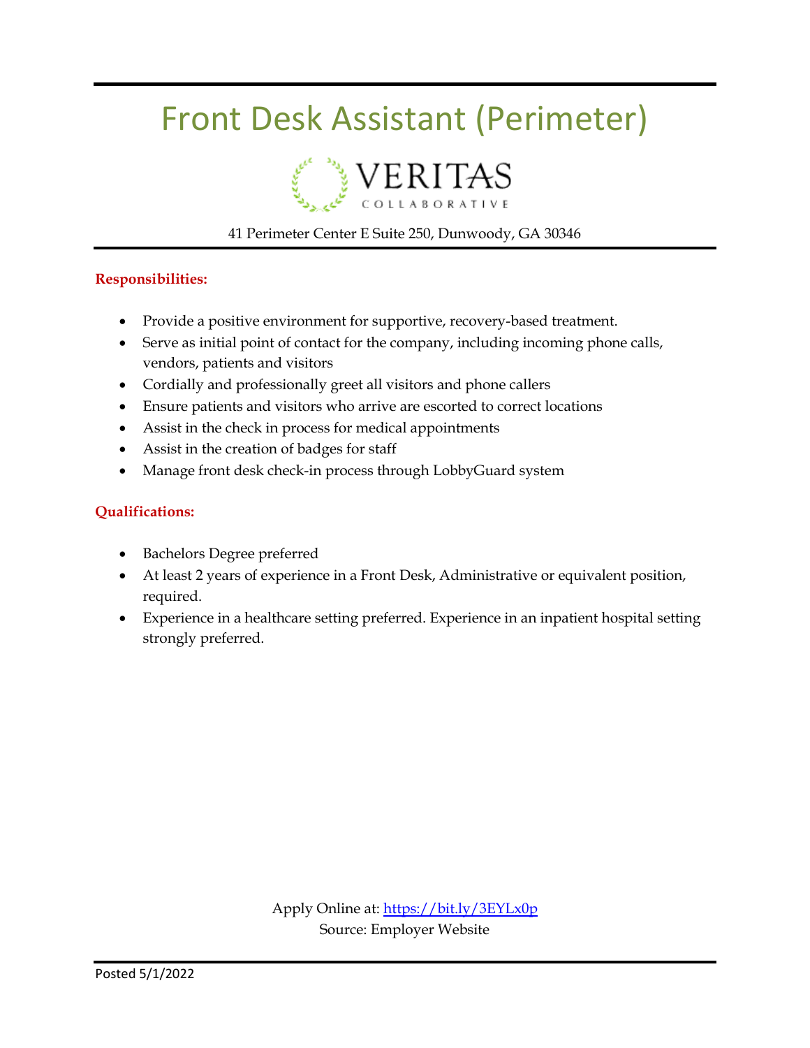# Front Desk Assistant (Perimeter)

VERITAS
COLLABORATIVE

41 Perimeter Center E Suite 250, Dunwoody, GA 30346

**Responsibilities:**

- Provide a positive environment for supportive, recovery-based treatment.
- Serve as initial point of contact for the company, including incoming phone calls, vendors, patients and visitors
- Cordially and professionally greet all visitors and phone callers
- Ensure patients and visitors who arrive are escorted to correct locations
- Assist in the check in process for medical appointments
- Assist in the creation of badges for staff
- Manage front desk check-in process through LobbyGuard system

**Qualifications:**

- Bachelors Degree preferred
- At least 2 years of experience in a Front Desk, Administrative or equivalent position, required.
- Experience in a healthcare setting preferred. Experience in an inpatient hospital setting strongly preferred.

Apply Online at: [https://bit.ly/3EYLx0p](https://bit.ly/3EYLx0p)
Source: Employer Website

Posted 5/1/2022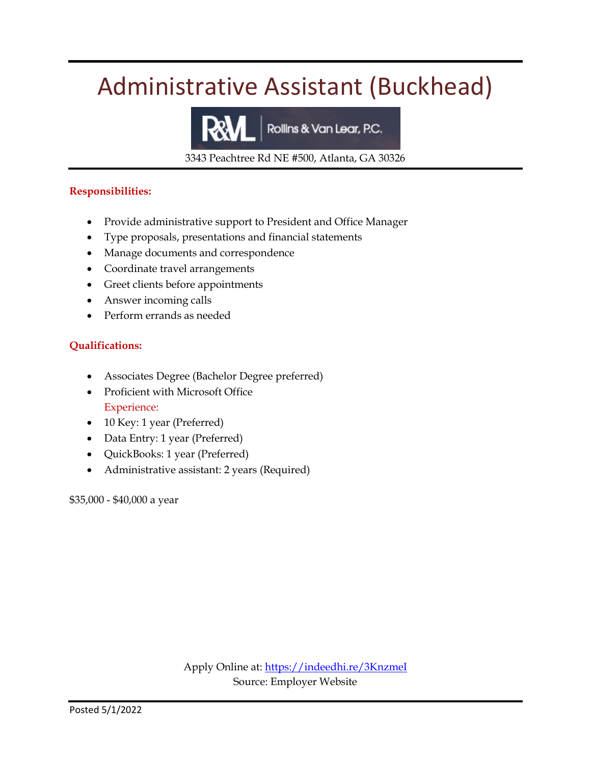# Administrative Assistant (Buckhead)

Rollins & Van Lear, P.C.

3343 Peachtree Rd NE #500, Atlanta, GA 30326

**Responsibilities:**

- Provide administrative support to President and Office Manager
- Type proposals, presentations and financial statements
- Manage documents and correspondence
- Coordinate travel arrangements
- Greet clients before appointments
- Answer incoming calls
- Perform errands as needed

**Qualifications:**

- Associates Degree (Bachelor Degree preferred)
- Proficient with Microsoft Office

Experience:

- 10 Key: 1 year (Preferred)
- Data Entry: 1 year (Preferred)
- QuickBooks: 1 year (Preferred)
- Administrative assistant: 2 years (Required)

$35,000 - $40,000 a year

Apply Online at: https://indeedhi.re/3KnzmeI
Source: Employer Website

Posted 5/1/2022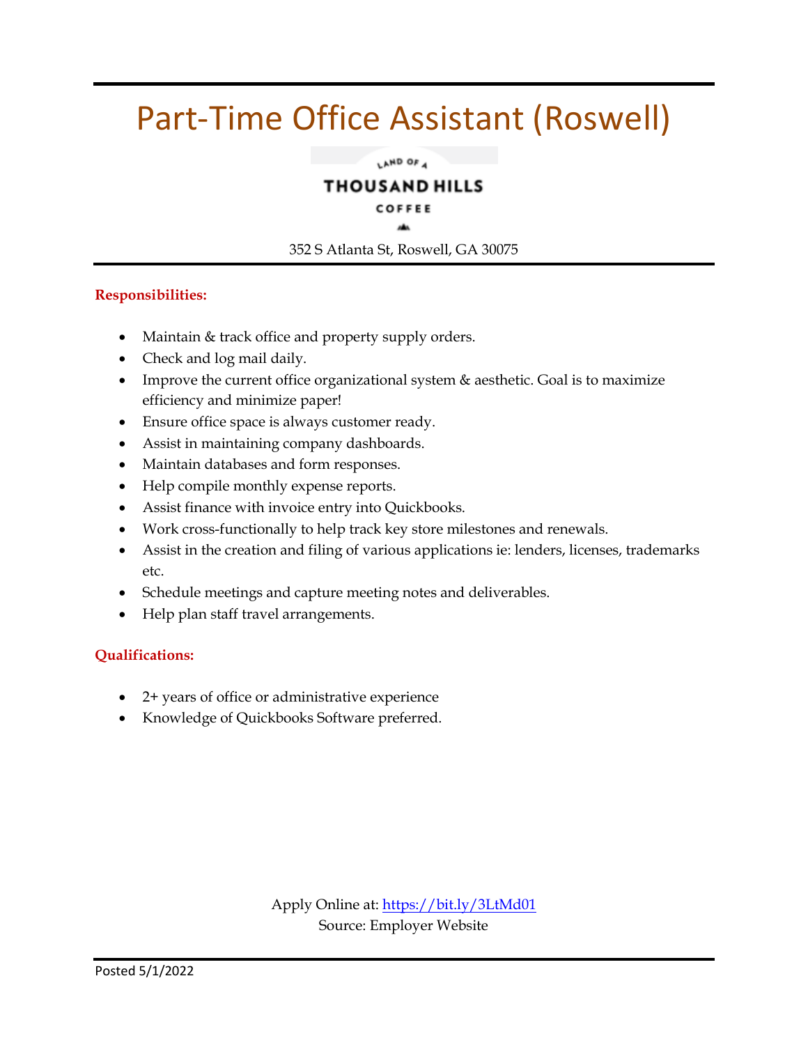# Part-Time Office Assistant (Roswell)

LAND OF A
**THOUSAND HILLS**
COFFEE

352 S Atlanta St, Roswell, GA 30075

**Responsibilities:**

- Maintain & track office and property supply orders.
- Check and log mail daily.
- Improve the current office organizational system & aesthetic. Goal is to maximize efficiency and minimize paper!
- Ensure office space is always customer ready.
- Assist in maintaining company dashboards.
- Maintain databases and form responses.
- Help compile monthly expense reports.
- Assist finance with invoice entry into Quickbooks.
- Work cross-functionally to help track key store milestones and renewals.
- Assist in the creation and filing of various applications ie: lenders, licenses, trademarks etc.
- Schedule meetings and capture meeting notes and deliverables.
- Help plan staff travel arrangements.

**Qualifications:**

- 2+ years of office or administrative experience
- Knowledge of Quickbooks Software preferred.

Apply Online at: https://bit.ly/3LtMd01
Source: Employer Website

Posted 5/1/2022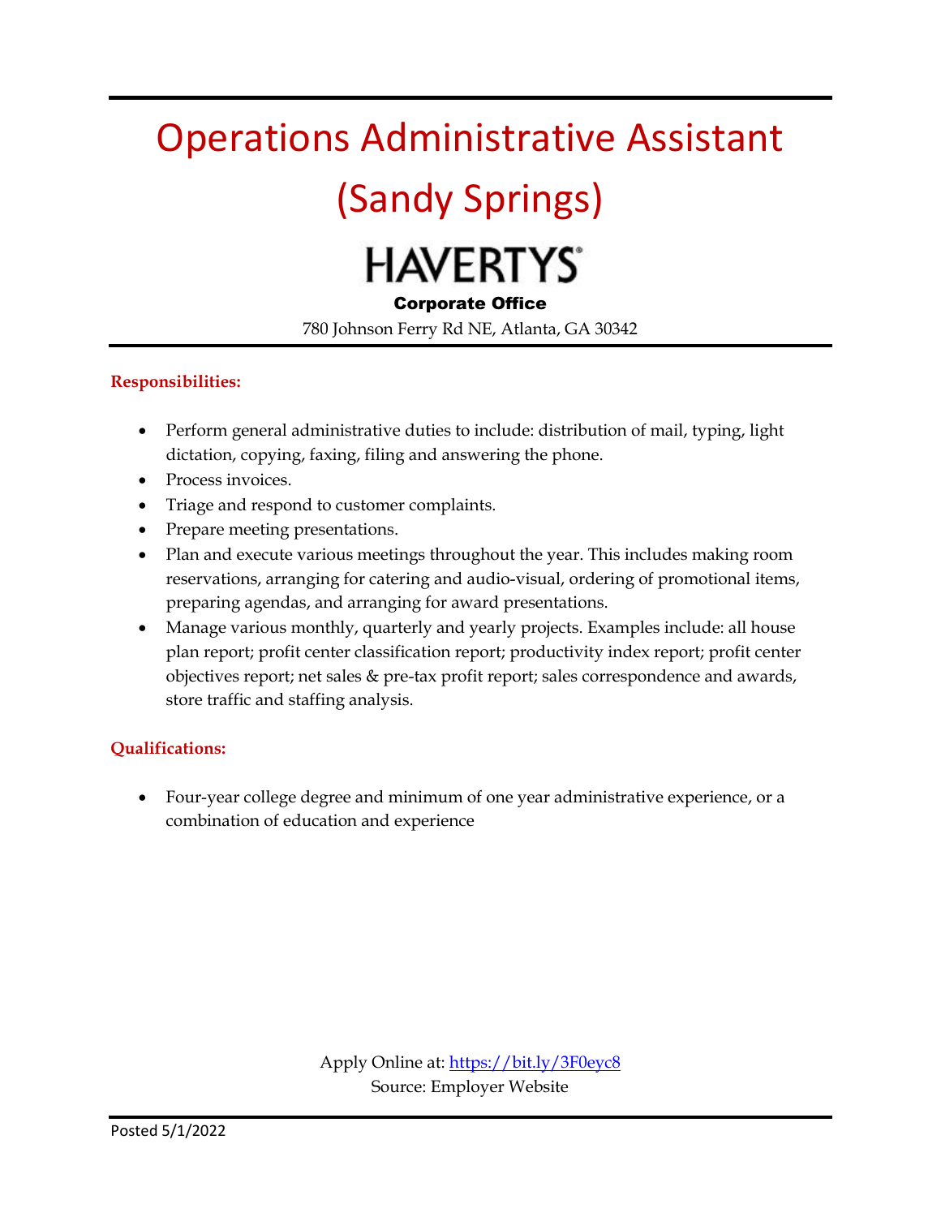# Operations Administrative Assistant (Sandy Springs)

HAVERTYS

**Corporate Office**

780 Johnson Ferry Rd NE, Atlanta, GA 30342

**Responsibilities:**

- Perform general administrative duties to include: distribution of mail, typing, light dictation, copying, faxing, filing and answering the phone.
- Process invoices.
- Triage and respond to customer complaints.
- Prepare meeting presentations.
- Plan and execute various meetings throughout the year. This includes making room reservations, arranging for catering and audio-visual, ordering of promotional items, preparing agendas, and arranging for award presentations.
- Manage various monthly, quarterly and yearly projects. Examples include: all house plan report; profit center classification report; productivity index report; profit center objectives report; net sales & pre-tax profit report; sales correspondence and awards, store traffic and staffing analysis.

**Qualifications:**

- Four-year college degree and minimum of one year administrative experience, or a combination of education and experience

Apply Online at: https://bit.ly/3F0eyc8

Source: Employer Website

Posted 5/1/2022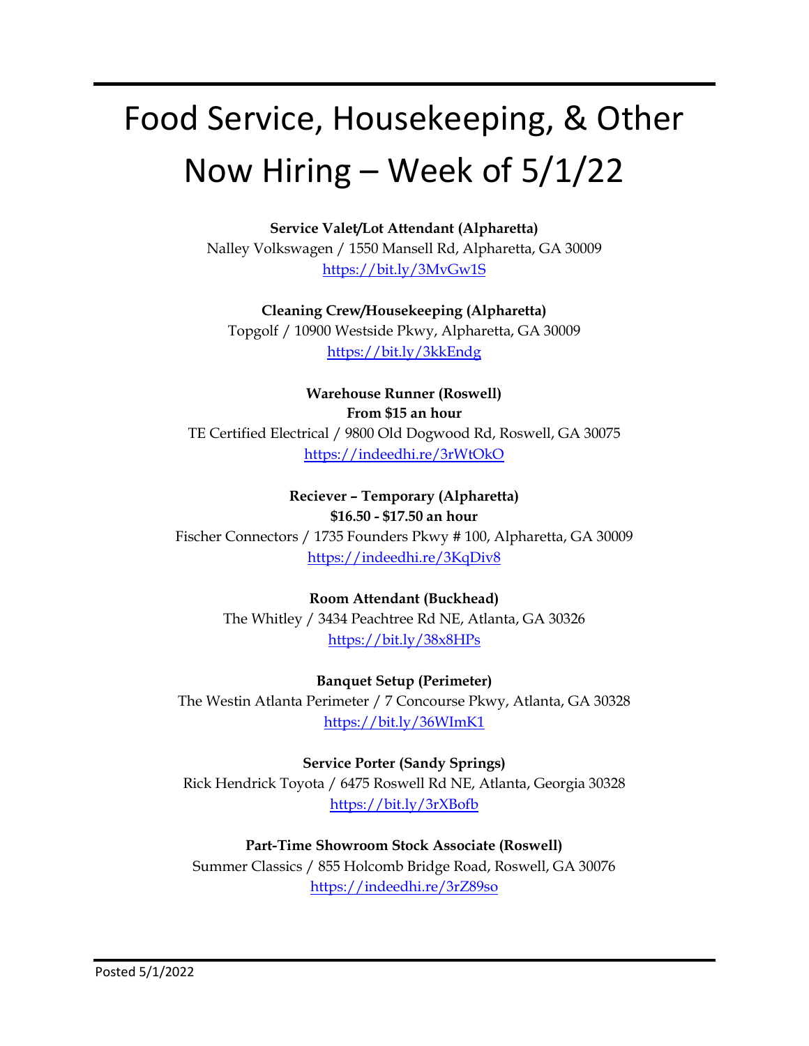# Food Service, Housekeeping, & Other Now Hiring – Week of 5/1/22

**Service Valet/Lot Attendant (Alpharetta)**
Nalley Volkswagen / 1550 Mansell Rd, Alpharetta, GA 30009
https://bit.ly/3MvGw1S

**Cleaning Crew/Housekeeping (Alpharetta)**
Topgolf / 10900 Westside Pkwy, Alpharetta, GA 30009
https://bit.ly/3kkEndg

**Warehouse Runner (Roswell)**
**From $15 an hour**
TE Certified Electrical / 9800 Old Dogwood Rd, Roswell, GA 30075
https://indeedhi.re/3rWtOkO

**Reciever – Temporary (Alpharetta)**
**$16.50 - $17.50 an hour**
Fischer Connectors / 1735 Founders Pkwy # 100, Alpharetta, GA 30009
https://indeedhi.re/3KqDiv8

**Room Attendant (Buckhead)**
The Whitley / 3434 Peachtree Rd NE, Atlanta, GA 30326
https://bit.ly/38x8HPs

**Banquet Setup (Perimeter)**
The Westin Atlanta Perimeter / 7 Concourse Pkwy, Atlanta, GA 30328
https://bit.ly/36WImK1

**Service Porter (Sandy Springs)**
Rick Hendrick Toyota / 6475 Roswell Rd NE, Atlanta, Georgia 30328
https://bit.ly/3rXBofb

**Part-Time Showroom Stock Associate (Roswell)**
Summer Classics / 855 Holcomb Bridge Road, Roswell, GA 30076
https://indeedhi.re/3rZ89so

Posted 5/1/2022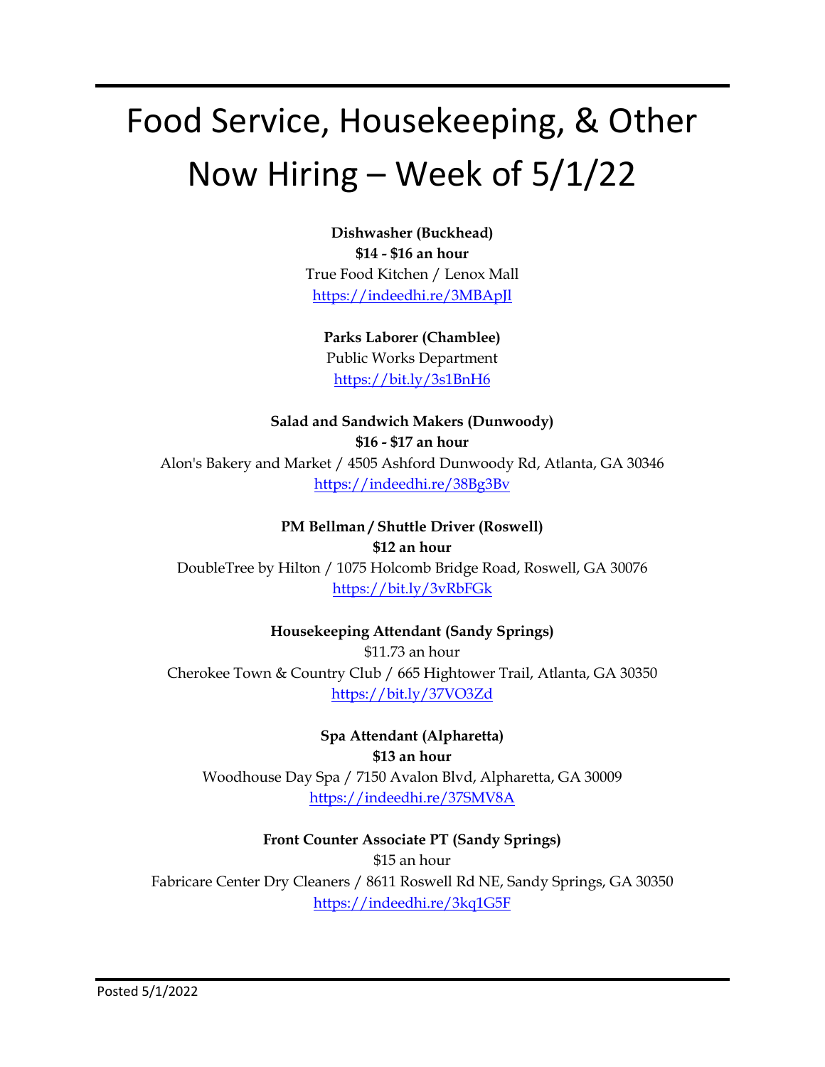# Food Service, Housekeeping, & Other Now Hiring – Week of 5/1/22

**Dishwasher (Buckhead)**
**$14 - $16 an hour**
True Food Kitchen / Lenox Mall
https://indeedhi.re/3MBApJl

**Parks Laborer (Chamblee)**
Public Works Department
https://bit.ly/3s1BnH6

**Salad and Sandwich Makers (Dunwoody)**
**$16 - $17 an hour**
Alon's Bakery and Market / 4505 Ashford Dunwoody Rd, Atlanta, GA 30346
https://indeedhi.re/38Bg3Bv

**PM Bellman / Shuttle Driver (Roswell)**
**$12 an hour**
DoubleTree by Hilton / 1075 Holcomb Bridge Road, Roswell, GA 30076
https://bit.ly/3vRbFGk

**Housekeeping Attendant (Sandy Springs)**
$11.73 an hour
Cherokee Town & Country Club / 665 Hightower Trail, Atlanta, GA 30350
https://bit.ly/37VO3Zd

**Spa Attendant (Alpharetta)**
**$13 an hour**
Woodhouse Day Spa / 7150 Avalon Blvd, Alpharetta, GA 30009
https://indeedhi.re/37SMV8A

**Front Counter Associate PT (Sandy Springs)**
$15 an hour
Fabricare Center Dry Cleaners / 8611 Roswell Rd NE, Sandy Springs, GA 30350
https://indeedhi.re/3kq1G5F

Posted 5/1/2022